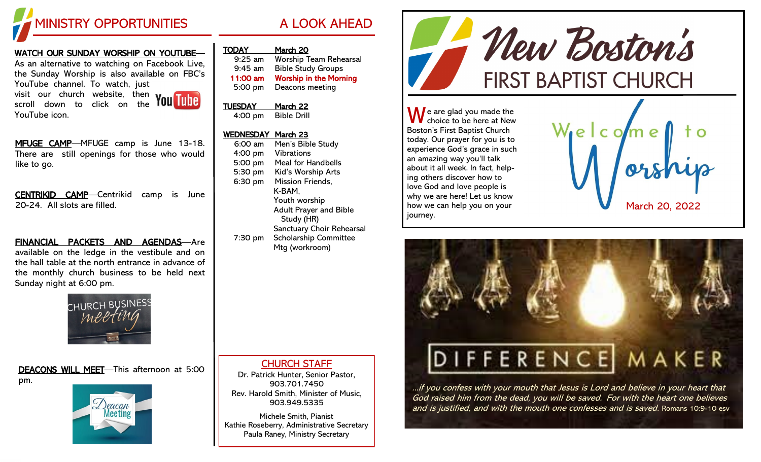# MINISTRY OPPORTUNITIES

**WATCH OUR SUNDAY WORSHIP ON YOUTUBE**—As an alternative to watching on Facebook Live, the Sunday Worship is also available on FBC's YouTube channel. To watch, just visit our church website, then scroll down to click on the YouTube icon.

**MFUGE CAMP**—MFUGE camp is June 13-18. There are still openings for those who would like to go.

**CENTRIKID CAMP**—Centrikid camp is June 20-24. All slots are filled.

**FINANCIAL PACKETS AND AGENDAS**—Are available on the ledge in the vestibule and on the hall table at the north entrance in advance of the monthly church business to be held next Sunday night at 6:00 pm.

CHURCH BUSINESS meeting

**DEACONS WILL MEET**—This afternoon at 5:00 pm.

Deacon Meeting

# A LOOK AHEAD

**TODAY** — **March 20**

| | |
|---|---|
| 9:25 am | Worship Team Rehearsal |
| 9:45 am | Bible Study Groups |
| **11:00 am** | **Worship in the Morning** |
| 5:00 pm | Deacons meeting |

**TUESDAY** — **March 22**

| | |
|---|---|
| 4:00 pm | Bible Drill |

**WEDNESDAY** — **March 23**

| | |
|---|---|
| 6:00 am | Men's Bible Study |
| 4:00 pm | Vibrations |
| 5:00 pm | Meal for Handbells |
| 5:30 pm | Kid's Worship Arts |
| 6:30 pm | Mission Friends, K-BAM, Youth worship, Adult Prayer and Bible Study (HR), Sanctuary Choir Rehearsal |
| 7:30 pm | Scholarship Committee Mtg (workroom) |

## CHURCH STAFF

Dr. Patrick Hunter, Senior Pastor, 903.701.7450
Rev. Harold Smith, Minister of Music, 903.949.5335

Michele Smith, Pianist
Kathie Roseberry, Administrative Secretary
Paula Raney, Ministry Secretary

# New Boston's FIRST BAPTIST CHURCH

We are glad you made the choice to be here at New Boston's First Baptist Church today. Our prayer for you is to experience God's grace in such an amazing way you'll talk about it all week. In fact, helping others discover how to love God and love people is why we are here! Let us know how we can help you on your journey.

## Welcome to Worship

March 20, 2022

## DIFFERENCE MAKER

*...if you confess with your mouth that Jesus is Lord and believe in your heart that God raised him from the dead, you will be saved. For with the heart one believes and is justified, and with the mouth one confesses and is saved.* Romans 10:9-10 esv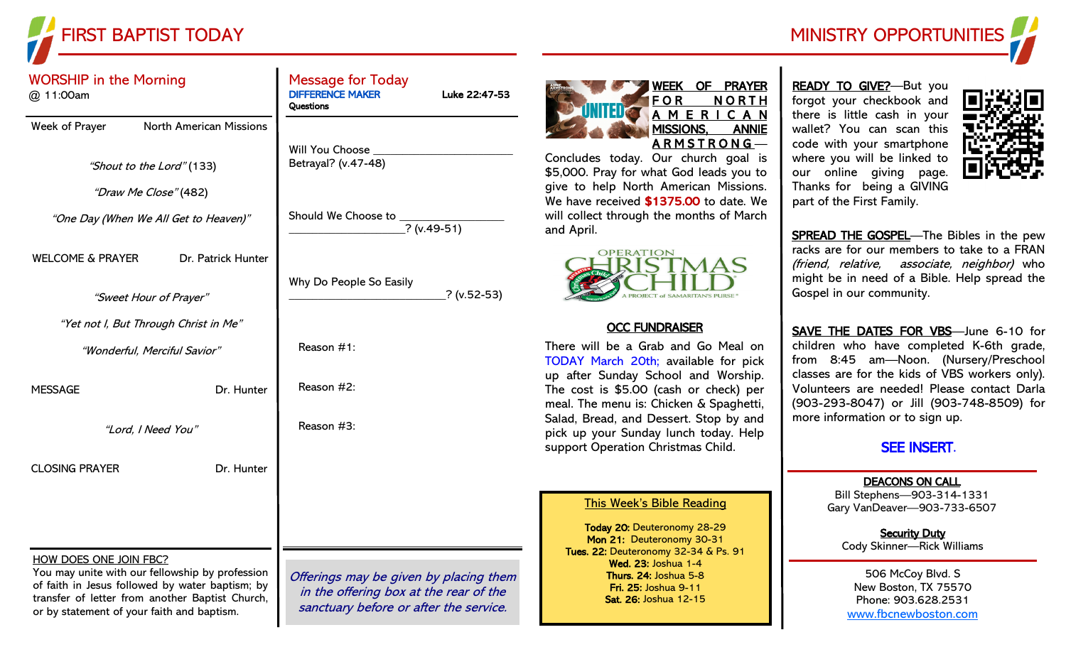# FIRST BAPTIST TODAY

## WORSHIP in the Morning

@ 11:00am

Week of Prayer — North American Missions

*"Shout to the Lord"* (133)

*"Draw Me Close"* (482)

*"One Day (When We All Get to Heaven)"*

WELCOME & PRAYER — Dr. Patrick Hunter

*"Sweet Hour of Prayer"*

*"Yet not I, But Through Christ in Me"*

*"Wonderful, Merciful Savior"*

MESSAGE — Dr. Hunter

*"Lord, I Need You"*

CLOSING PRAYER — Dr. Hunter

**HOW DOES ONE JOIN FBC?**

You may unite with our fellowship by profession of faith in Jesus followed by water baptism; by transfer of letter from another Baptist Church, or by statement of your faith and baptism.

## Message for Today

**DIFFERENCE MAKER** — **Luke 22:47-53**

**Questions**

Will You Choose ______________________ Betrayal? (v.47-48)

Should We Choose to _________________ _________________? (v.49-51)

Why Do People So Easily _________________________? (v.52-53)

Reason #1:

Reason #2:

Reason #3:

*Offerings may be given by placing them in the offering box at the rear of the sanctuary before or after the service.*

# MINISTRY OPPORTUNITIES

**WEEK OF PRAYER FOR NORTH AMERICAN MISSIONS, ANNIE ARMSTRONG**—Concludes today. Our church goal is $5,000. Pray for what God leads you to give to help North American Missions. We have received **$1375.00** to date. We will collect through the months of March and April.

**OCC FUNDRAISER**

There will be a Grab and Go Meal on TODAY March 20th; available for pick up after Sunday School and Worship. The cost is $5.00 (cash or check) per meal. The menu is: Chicken & Spaghetti, Salad, Bread, and Dessert. Stop by and pick up your Sunday lunch today. Help support Operation Christmas Child.

**This Week's Bible Reading**

**Today 20:** Deuteronomy 28-29
**Mon 21:** Deuteronomy 30-31
**Tues. 22:** Deuteronomy 32-34 & Ps. 91
**Wed. 23:** Joshua 1-4
**Thurs. 24:** Joshua 5-8
**Fri. 25:** Joshua 9-11
**Sat. 26:** Joshua 12-15

**READY TO GIVE?**—But you forgot your checkbook and there is little cash in your wallet? You can scan this code with your smartphone where you will be linked to our online giving page. Thanks for being a GIVING part of the First Family.

**SPREAD THE GOSPEL**—The Bibles in the pew racks are for our members to take to a FRAN *(friend, relative, associate, neighbor)* who might be in need of a Bible. Help spread the Gospel in our community.

**SAVE THE DATES FOR VBS**—June 6-10 for children who have completed K-6th grade, from 8:45 am—Noon. (Nursery/Preschool classes are for the kids of VBS workers only). Volunteers are needed! Please contact Darla (903-293-8047) or Jill (903-748-8509) for more information or to sign up.

**SEE INSERT.**

**DEACONS ON CALL**

Bill Stephens—903-314-1331
Gary VanDeaver—903-733-6507

**Security Duty**

Cody Skinner—Rick Williams

506 McCoy Blvd. S
New Boston, TX 75570
Phone: 903.628.2531
www.fbcnewboston.com